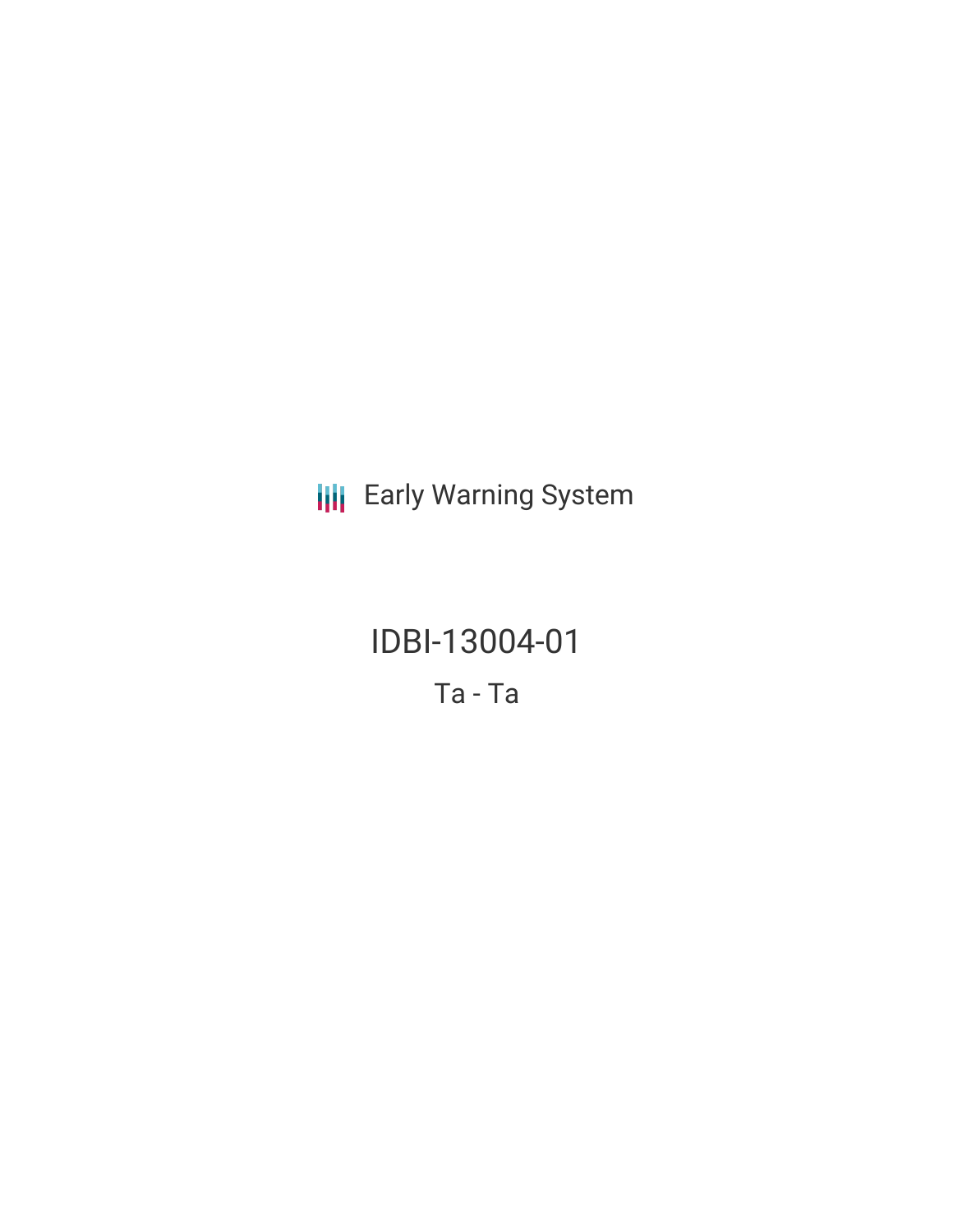Early Warning System

# IDBI-13004-01

Ta - Ta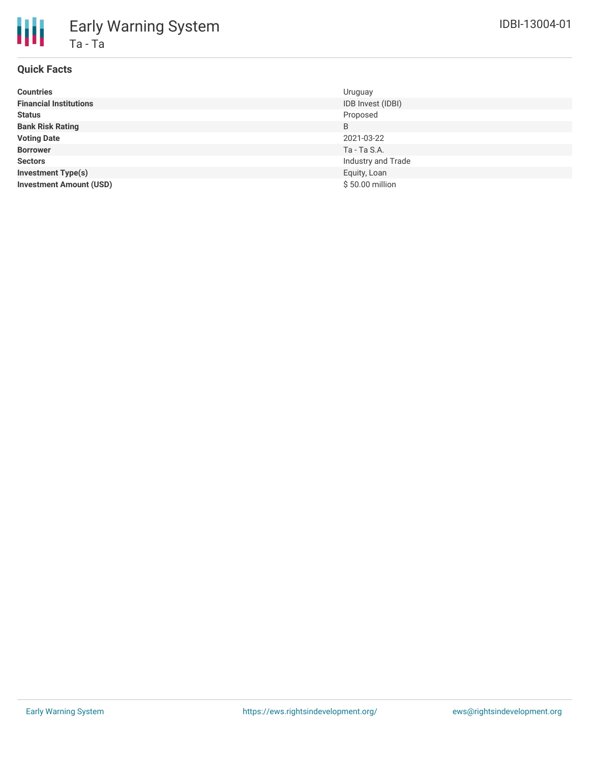# Early Warning System

## Ta - Ta

IDBI-13004-01

### Quick Facts

| | |
|---|---|
| **Countries** | Uruguay |
| **Financial Institutions** | IDB Invest (IDBI) |
| **Status** | Proposed |
| **Bank Risk Rating** | B |
| **Voting Date** | 2021-03-22 |
| **Borrower** | Ta - Ta S.A. |
| **Sectors** | Industry and Trade |
| **Investment Type(s)** | Equity, Loan |
| **Investment Amount (USD)** | $ 50.00 million |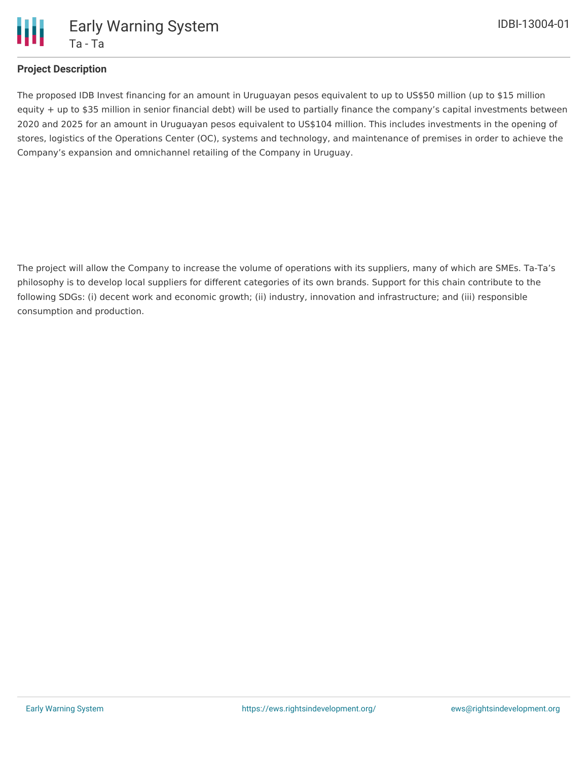## Project Description

The proposed IDB Invest financing for an amount in Uruguayan pesos equivalent to up to US$50 million (up to $15 million equity + up to $35 million in senior financial debt) will be used to partially finance the company's capital investments between 2020 and 2025 for an amount in Uruguayan pesos equivalent to US$104 million. This includes investments in the opening of stores, logistics of the Operations Center (OC), systems and technology, and maintenance of premises in order to achieve the Company's expansion and omnichannel retailing of the Company in Uruguay.

The project will allow the Company to increase the volume of operations with its suppliers, many of which are SMEs. Ta-Ta's philosophy is to develop local suppliers for different categories of its own brands. Support for this chain contribute to the following SDGs: (i) decent work and economic growth; (ii) industry, innovation and infrastructure; and (iii) responsible consumption and production.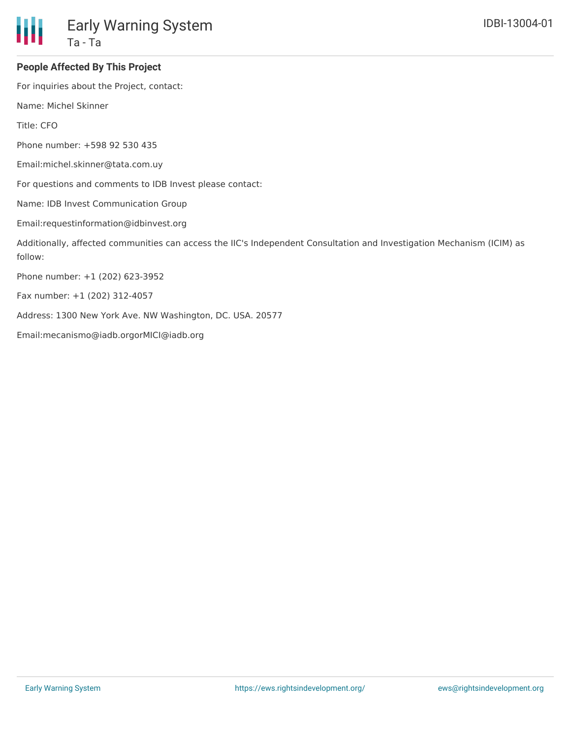## People Affected By This Project

For inquiries about the Project, contact:

Name: Michel Skinner

Title: CFO

Phone number: +598 92 530 435

Email:michel.skinner@tata.com.uy

For questions and comments to IDB Invest please contact:

Name: IDB Invest Communication Group

Email:requestinformation@idbinvest.org

Additionally, affected communities can access the IIC's Independent Consultation and Investigation Mechanism (ICIM) as follow:

Phone number: +1 (202) 623-3952

Fax number: +1 (202) 312-4057

Address: 1300 New York Ave. NW Washington, DC. USA. 20577

Email:mecanismo@iadb.orgorMICI@iadb.org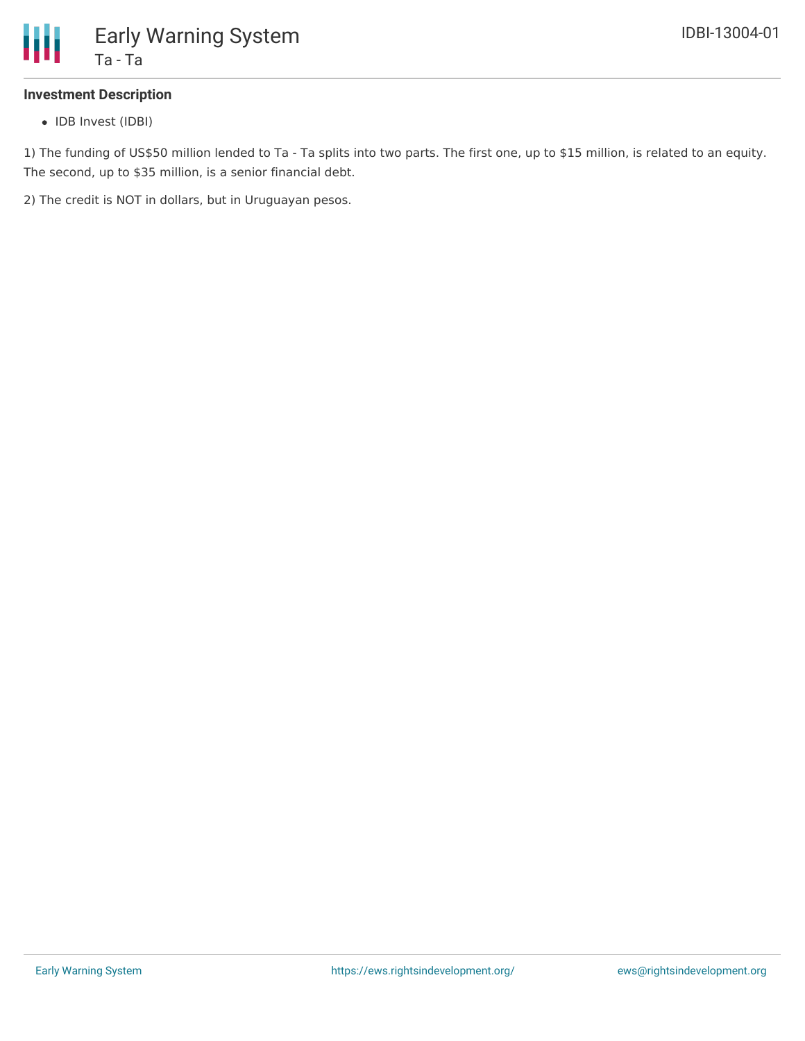### Investment Description

- IDB Invest (IDBI)

1) The funding of US$50 million lended to Ta - Ta splits into two parts. The first one, up to $15 million, is related to an equity. The second, up to $35 million, is a senior financial debt.

2) The credit is NOT in dollars, but in Uruguayan pesos.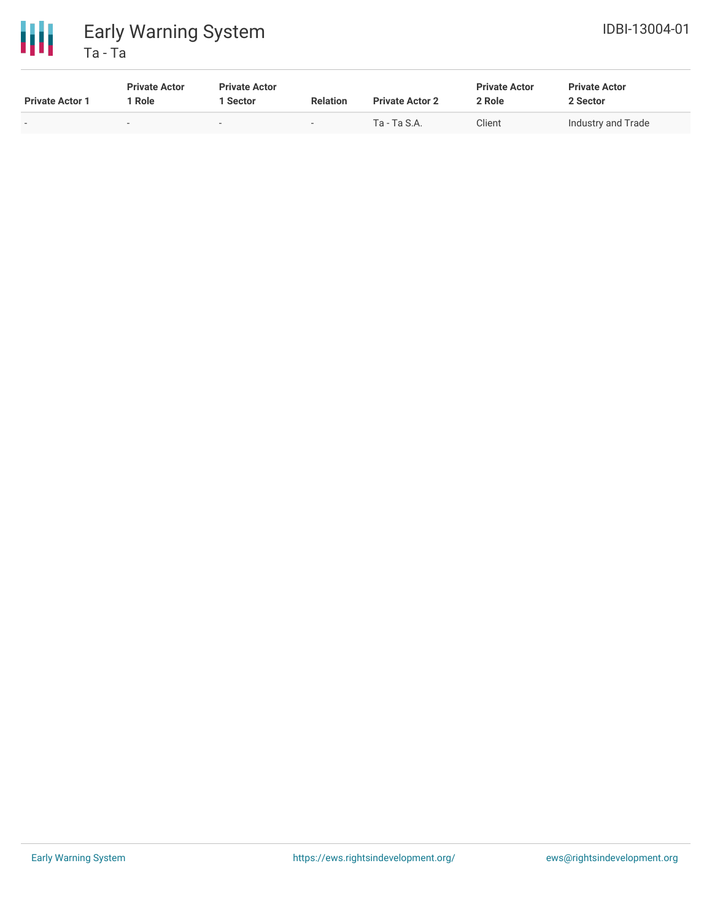| Private Actor 1 | Private Actor 1 Role | Private Actor 1 Sector | Relation | Private Actor 2 | Private Actor 2 Role | Private Actor 2 Sector |
|---|---|---|---|---|---|---|
| - | - | - | - | Ta - Ta S.A. | Client | Industry and Trade |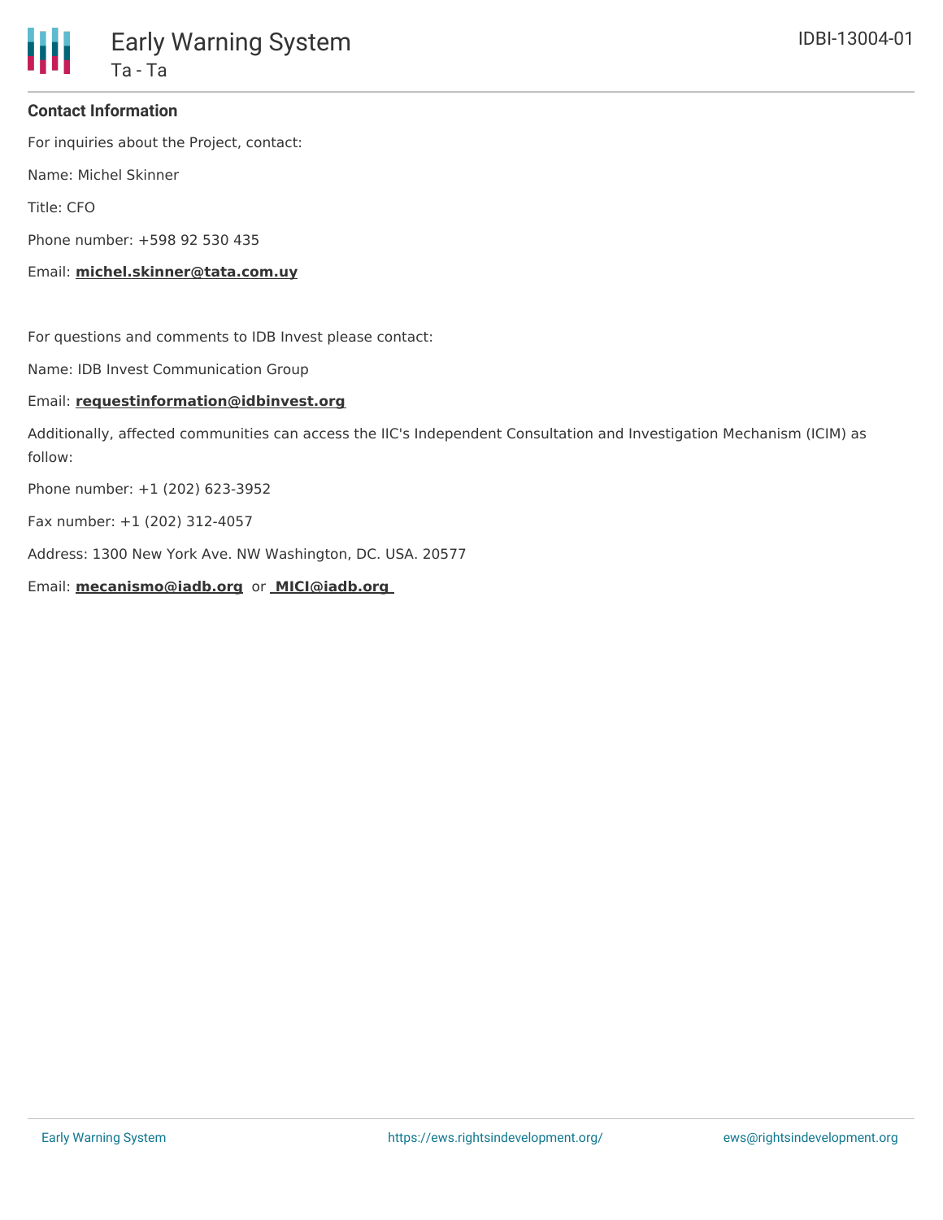**Contact Information**

For inquiries about the Project, contact:

Name: Michel Skinner

Title: CFO

Phone number: +598 92 530 435

Email: **michel.skinner@tata.com.uy**

For questions and comments to IDB Invest please contact:

Name: IDB Invest Communication Group

Email: **requestinformation@idbinvest.org**

Additionally, affected communities can access the IIC's Independent Consultation and Investigation Mechanism (ICIM) as follow:

Phone number: +1 (202) 623-3952

Fax number: +1 (202) 312-4057

Address: 1300 New York Ave. NW Washington, DC. USA. 20577

Email: **mecanismo@iadb.org** or **MICI@iadb.org**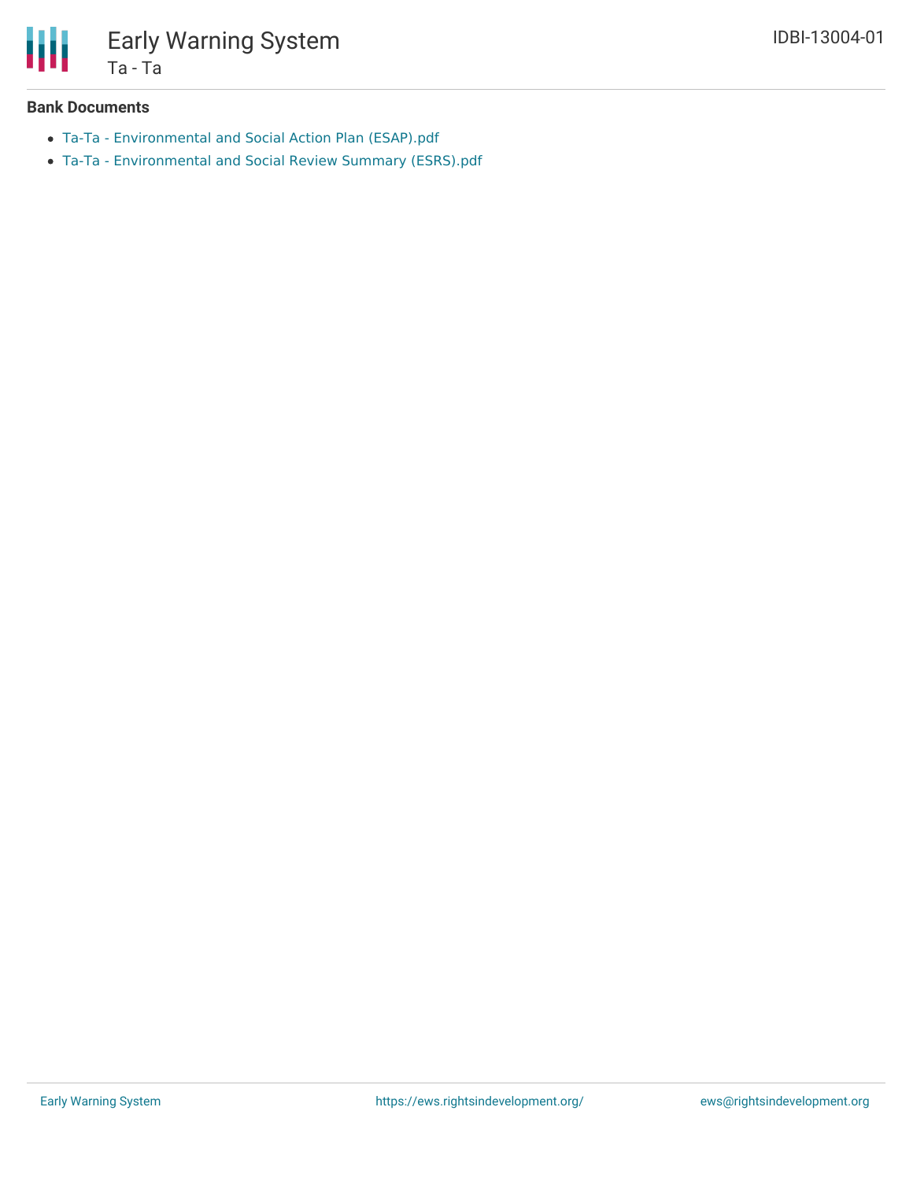**Bank Documents**

- Ta-Ta - Environmental and Social Action Plan (ESAP).pdf
- Ta-Ta - Environmental and Social Review Summary (ESRS).pdf